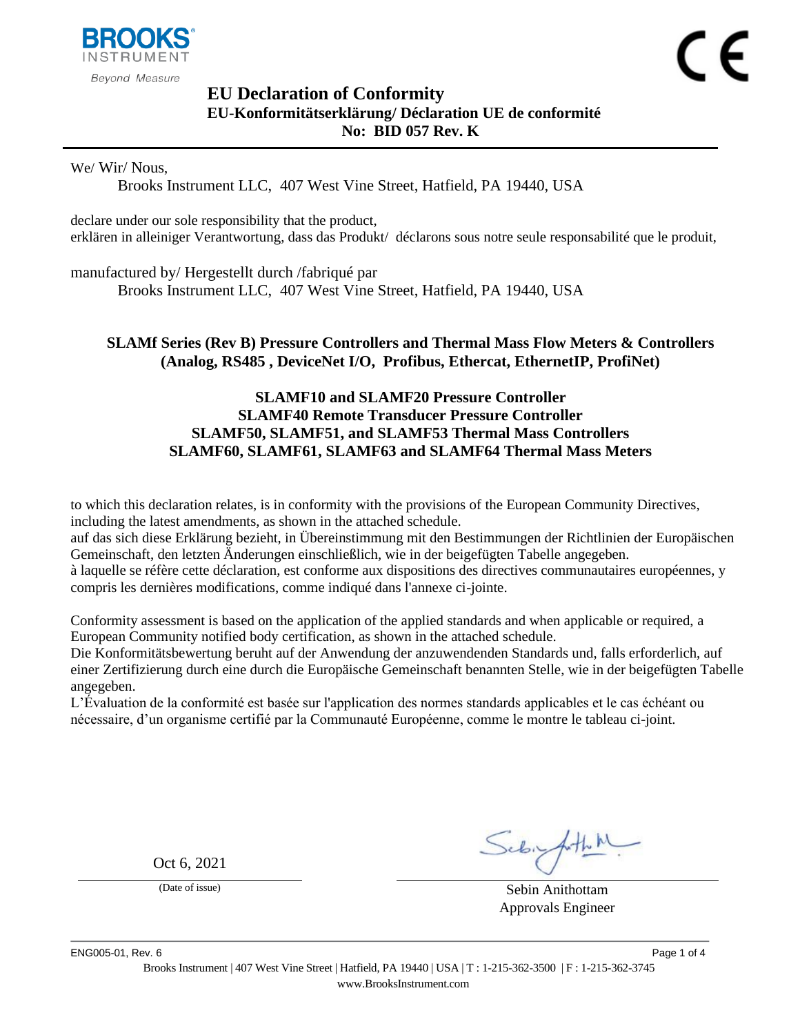# EU Declaration of Conformity

## EU-Konformitätserklärung/ Déclaration UE de conformité

## No: BID 057 Rev. K

We/ Wir/ Nous,

Brooks Instrument LLC, 407 West Vine Street, Hatfield, PA 19440, USA

declare under our sole responsibility that the product,
erklären in alleiniger Verantwortung, dass das Produkt/ déclarons sous notre seule responsabilité que le produit,

manufactured by/ Hergestellt durch /fabriqué par

Brooks Instrument LLC, 407 West Vine Street, Hatfield, PA 19440, USA

**SLAMf Series (Rev B) Pressure Controllers and Thermal Mass Flow Meters & Controllers (Analog, RS485 , DeviceNet I/O, Profibus, Ethercat, EthernetIP, ProfiNet)**

**SLAMF10 and SLAMF20 Pressure Controller**
**SLAMF40 Remote Transducer Pressure Controller**
**SLAMF50, SLAMF51, and SLAMF53 Thermal Mass Controllers**
**SLAMF60, SLAMF61, SLAMF63 and SLAMF64 Thermal Mass Meters**

to which this declaration relates, is in conformity with the provisions of the European Community Directives, including the latest amendments, as shown in the attached schedule.
auf das sich diese Erklärung bezieht, in Übereinstimmung mit den Bestimmungen der Richtlinien der Europäischen Gemeinschaft, den letzten Änderungen einschließlich, wie in der beigefügten Tabelle angegeben.
à laquelle se réfère cette déclaration, est conforme aux dispositions des directives communautaires européennes, y compris les dernières modifications, comme indiqué dans l'annexe ci-jointe.

Conformity assessment is based on the application of the applied standards and when applicable or required, a European Community notified body certification, as shown in the attached schedule.
Die Konformitätsbewertung beruht auf der Anwendung der anzuwendenden Standards und, falls erforderlich, auf einer Zertifizierung durch eine durch die Europäische Gemeinschaft benannten Stelle, wie in der beigefügten Tabelle angegeben.
L'Évaluation de la conformité est basée sur l'application des normes standards applicables et le cas échéant ou nécessaire, d'un organisme certifié par la Communauté Européenne, comme le montre le tableau ci-joint.

Oct 6, 2021
(Date of issue)

Sebin Anithottam
Approvals Engineer

ENG005-01, Rev. 6

Brooks Instrument | 407 West Vine Street | Hatfield, PA 19440 | USA | T : 1-215-362-3500 | F : 1-215-362-3745
www.BrooksInstrument.com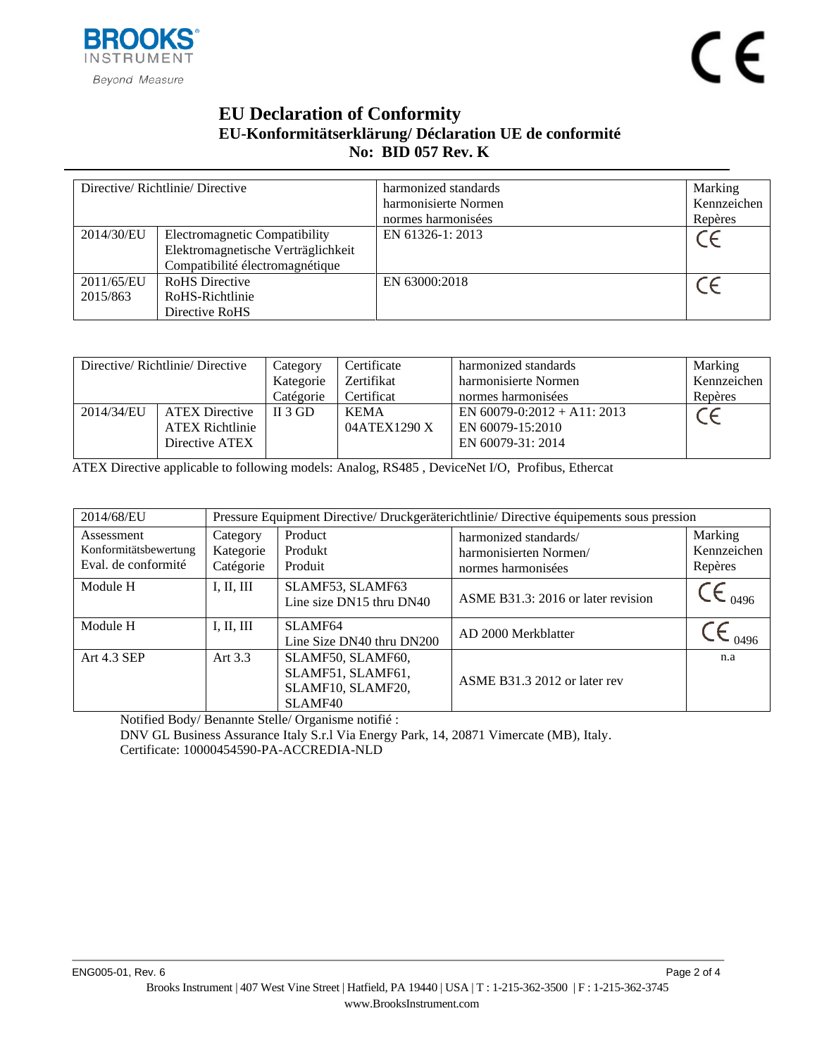# EU Declaration of Conformity

## EU-Konformitätserklärung/ Déclaration UE de conformité

## No: BID 057 Rev. K

| Directive/ Richtlinie/ Directive | | harmonized standards<br>harmonisierte Normen<br>normes harmonisées | Marking<br>Kennzeichen<br>Repères |
|---|---|---|---|
| 2014/30/EU | Electromagnetic Compatibility<br>Elektromagnetische Verträglichkeit<br>Compatibilité électromagnétique | EN 61326-1: 2013 | CE |
| 2011/65/EU<br>2015/863 | RoHS Directive<br>RoHS-Richtlinie<br>Directive RoHS | EN 63000:2018 | CE |

| Directive/ Richtlinie/ Directive | | Category<br>Kategorie<br>Catégorie | Certificate<br>Zertifikat<br>Certificat | harmonized standards<br>harmonisierte Normen<br>normes harmonisées | Marking<br>Kennzeichen<br>Repères |
|---|---|---|---|---|---|
| 2014/34/EU | ATEX Directive<br>ATEX Richtlinie<br>Directive ATEX | II 3 GD | KEMA<br>04ATEX1290 X | EN 60079-0:2012 + A11: 2013<br>EN 60079-15:2010<br>EN 60079-31: 2014 | CE |

ATEX Directive applicable to following models: Analog, RS485 , DeviceNet I/O, Profibus, Ethercat

| 2014/68/EU | Pressure Equipment Directive/ Druckgeräterichtlinie/ Directive équipements sous pression | | | |
|---|---|---|---|---|
| Assessment<br>Konformitätsbewertung<br>Eval. de conformité | Category<br>Kategorie<br>Catégorie | Product<br>Produkt<br>Produit | harmonized standards/<br>harmonisierten Normen/<br>normes harmonisées | Marking<br>Kennzeichen<br>Repères |
| Module H | I, II, III | SLAMF53, SLAMF63<br>Line size DN15 thru DN40 | ASME B31.3: 2016 or later revision | CE 0496 |
| Module H | I, II, III | SLAMF64<br>Line Size DN40 thru DN200 | AD 2000 Merkblatter | CE 0496 |
| Art 4.3 SEP | Art 3.3 | SLAMF50, SLAMF60,<br>SLAMF51, SLAMF61,<br>SLAMF10, SLAMF20,<br>SLAMF40 | ASME B31.3 2012 or later rev | n.a |

Notified Body/ Benannte Stelle/ Organisme notifié :
DNV GL Business Assurance Italy S.r.l Via Energy Park, 14, 20871 Vimercate (MB), Italy.
Certificate: 10000454590-PA-ACCREDIA-NLD

ENG005-01, Rev. 6

Brooks Instrument | 407 West Vine Street | Hatfield, PA 19440 | USA | T : 1-215-362-3500 | F : 1-215-362-3745
www.BrooksInstrument.com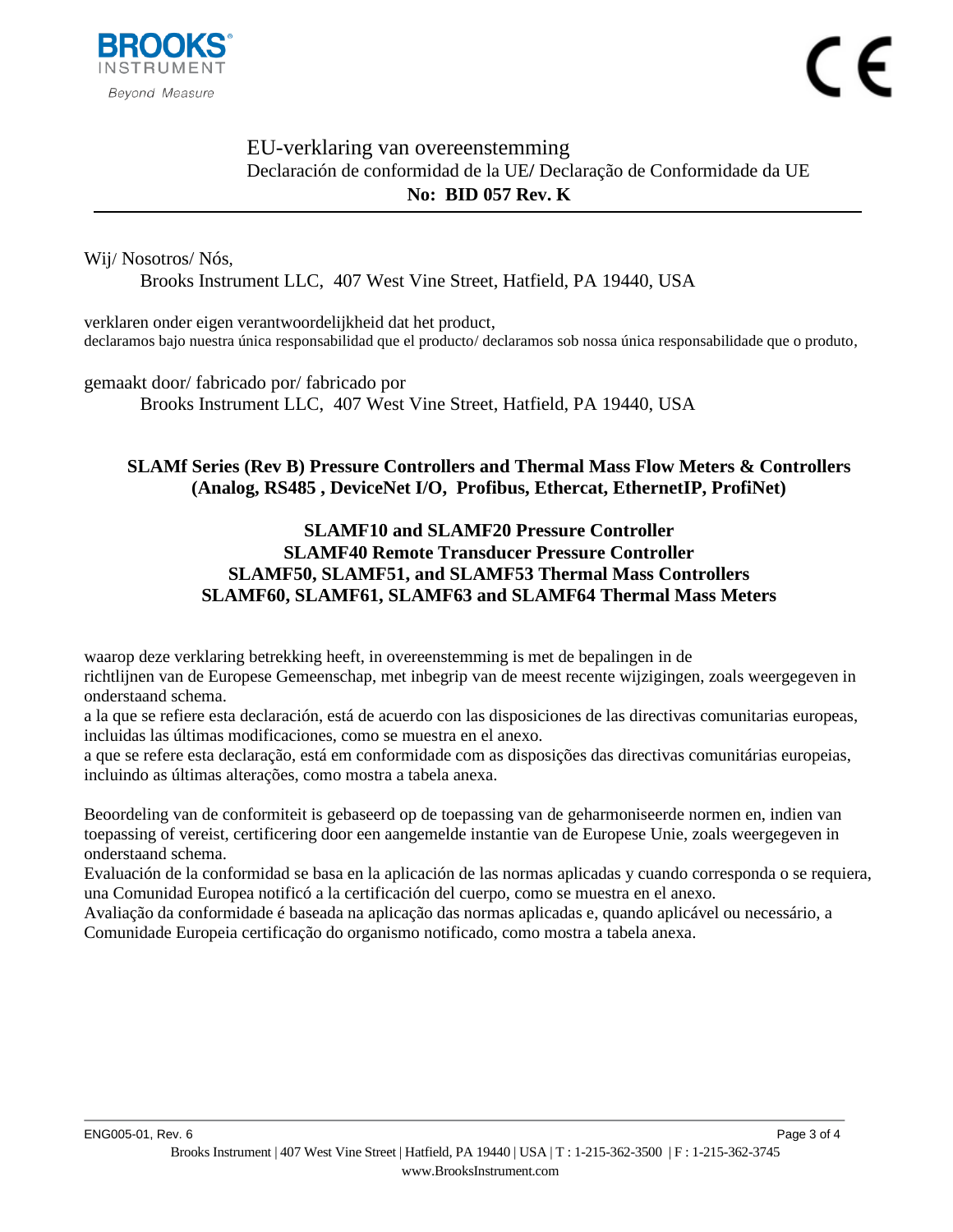# EU-verklaring van overeenstemming

## Declaración de conformidad de la UE/ Declaração de Conformidade da UE

**No: BID 057 Rev. K**

---

Wij/ Nosotros/ Nós,

Brooks Instrument LLC, 407 West Vine Street, Hatfield, PA 19440, USA

verklaren onder eigen verantwoordelijkheid dat het product,
declaramos bajo nuestra única responsabilidad que el producto/ declaramos sob nossa única responsabilidade que o produto,

gemaakt door/ fabricado por/ fabricado por

Brooks Instrument LLC, 407 West Vine Street, Hatfield, PA 19440, USA

**SLAMf Series (Rev B) Pressure Controllers and Thermal Mass Flow Meters & Controllers (Analog, RS485 , DeviceNet I/O, Profibus, Ethercat, EthernetIP, ProfiNet)**

**SLAMF10 and SLAMF20 Pressure Controller**
**SLAMF40 Remote Transducer Pressure Controller**
**SLAMF50, SLAMF51, and SLAMF53 Thermal Mass Controllers**
**SLAMF60, SLAMF61, SLAMF63 and SLAMF64 Thermal Mass Meters**

waarop deze verklaring betrekking heeft, in overeenstemming is met de bepalingen in de richtlijnen van de Europese Gemeenschap, met inbegrip van de meest recente wijzigingen, zoals weergegeven in onderstaand schema.
a la que se refiere esta declaración, está de acuerdo con las disposiciones de las directivas comunitarias europeas, incluidas las últimas modificaciones, como se muestra en el anexo.
a que se refere esta declaração, está em conformidade com as disposições das directivas comunitárias europeias, incluindo as últimas alterações, como mostra a tabela anexa.

Beoordeling van de conformiteit is gebaseerd op de toepassing van de geharmoniseerde normen en, indien van toepassing of vereist, certificering door een aangemelde instantie van de Europese Unie, zoals weergegeven in onderstaand schema.
Evaluación de la conformidad se basa en la aplicación de las normas aplicadas y cuando corresponda o se requiera, una Comunidad Europea notificó a la certificación del cuerpo, como se muestra en el anexo.
Avaliação da conformidade é baseada na aplicação das normas aplicadas e, quando aplicável ou necessário, a Comunidade Europeia certificação do organismo notificado, como mostra a tabela anexa.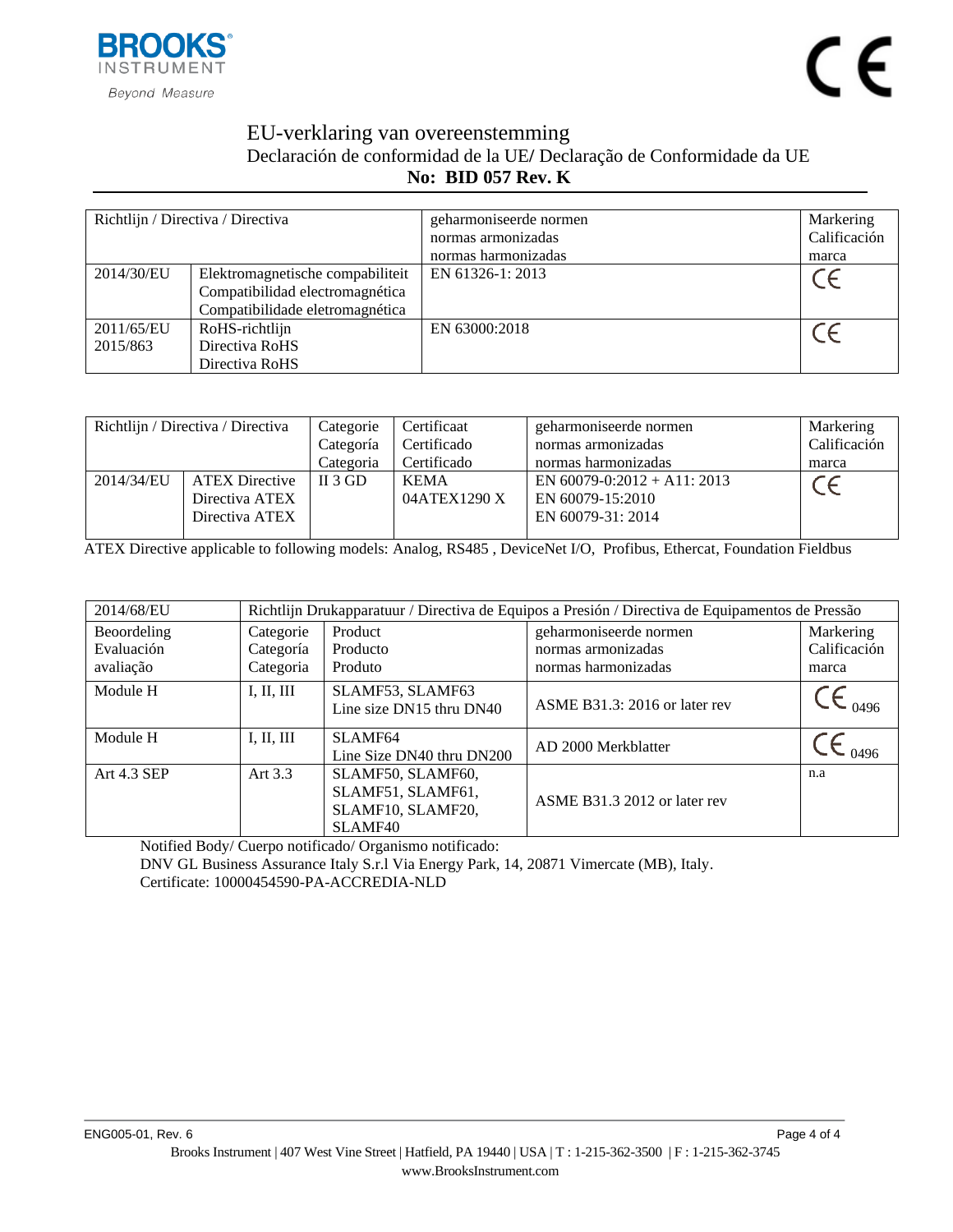# EU-verklaring van overeenstemming

## Declaración de conformidad de la UE/ Declaração de Conformidade da UE

**No: BID 057 Rev. K**

| Richtlijn / Directiva / Directiva | | geharmoniseerde normen<br>normas armonizadas<br>normas harmonizadas | Markering<br>Calificación<br>marca |
|---|---|---|---|
| 2014/30/EU | Elektromagnetische compabiliteit<br>Compatibilidad electromagnética<br>Compatibilidade eletromagnética | EN 61326-1: 2013 | CE |
| 2011/65/EU<br>2015/863 | RoHS-richtlijn<br>Directiva RoHS<br>Directiva RoHS | EN 63000:2018 | CE |

| Richtlijn / Directiva / Directiva | | Categorie<br>Categoría<br>Categoria | Certificaat<br>Certificado<br>Certificado | geharmoniseerde normen<br>normas armonizadas<br>normas harmonizadas | Markering<br>Calificación<br>marca |
|---|---|---|---|---|---|
| 2014/34/EU | ATEX Directive<br>Directiva ATEX<br>Directiva ATEX | II 3 GD | KEMA<br>04ATEX1290 X | EN 60079-0:2012 + A11: 2013<br>EN 60079-15:2010<br>EN 60079-31: 2014 | CE |

ATEX Directive applicable to following models: Analog, RS485 , DeviceNet I/O, Profibus, Ethercat, Foundation Fieldbus

| 2014/68/EU | Richtlijn Drukapparatuur / Directiva de Equipos a Presión / Directiva de Equipamentos de Pressão | | | |
|---|---|---|---|---|
| Beoordeling<br>Evaluación<br>avaliação | Categorie<br>Categoría<br>Categoria | Product<br>Producto<br>Produto | geharmoniseerde normen<br>normas armonizadas<br>normas harmonizadas | Markering<br>Calificación<br>marca |
| Module H | I, II, III | SLAMF53, SLAMF63<br>Line size DN15 thru DN40 | ASME B31.3: 2016 or later rev | CE 0496 |
| Module H | I, II, III | SLAMF64<br>Line Size DN40 thru DN200 | AD 2000 Merkblatter | CE 0496 |
| Art 4.3 SEP | Art 3.3 | SLAMF50, SLAMF60,<br>SLAMF51, SLAMF61,<br>SLAMF10, SLAMF20,<br>SLAMF40 | ASME B31.3 2012 or later rev | n.a |

Notified Body/ Cuerpo notificado/ Organismo notificado:
DNV GL Business Assurance Italy S.r.l Via Energy Park, 14, 20871 Vimercate (MB), Italy.
Certificate: 10000454590-PA-ACCREDIA-NLD